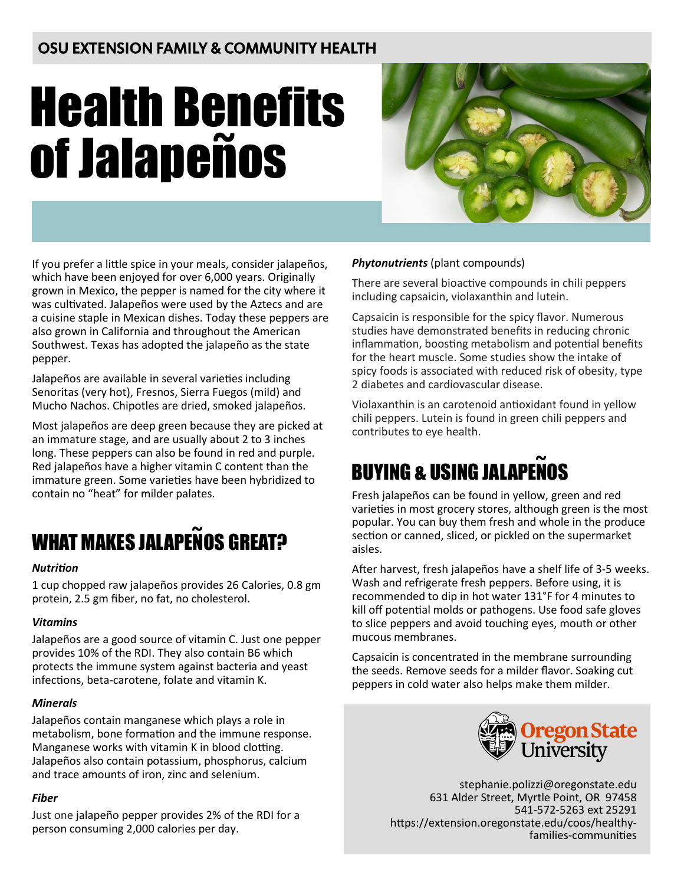OSU EXTENSION FAMILY & COMMUNITY HEALTH

# Health Benefits of Jalapeños

If you prefer a little spice in your meals, consider jalapeños, which have been enjoyed for over 6,000 years. Originally grown in Mexico, the pepper is named for the city where it was cultivated. Jalapeños were used by the Aztecs and are a cuisine staple in Mexican dishes. Today these peppers are also grown in California and throughout the American Southwest. Texas has adopted the jalapeño as the state pepper.

Jalapeños are available in several varieties including Senoritas (very hot), Fresnos, Sierra Fuegos (mild) and Mucho Nachos. Chipotles are dried, smoked jalapeños.

Most jalapeños are deep green because they are picked at an immature stage, and are usually about 2 to 3 inches long. These peppers can also be found in red and purple. Red jalapeños have a higher vitamin C content than the immature green. Some varieties have been hybridized to contain no "heat" for milder palates.

## WHAT MAKES JALAPEÑOS GREAT?

***Nutrition***

1 cup chopped raw jalapeños provides 26 Calories, 0.8 gm protein, 2.5 gm fiber, no fat, no cholesterol.

***Vitamins***

Jalapeños are a good source of vitamin C. Just one pepper provides 10% of the RDI. They also contain B6 which protects the immune system against bacteria and yeast infections, beta-carotene, folate and vitamin K.

***Minerals***

Jalapeños contain manganese which plays a role in metabolism, bone formation and the immune response. Manganese works with vitamin K in blood clotting. Jalapeños also contain potassium, phosphorus, calcium and trace amounts of iron, zinc and selenium.

***Fiber***

Just one jalapeño pepper provides 2% of the RDI for a person consuming 2,000 calories per day.

***Phytonutrients*** (plant compounds)

There are several bioactive compounds in chili peppers including capsaicin, violaxanthin and lutein.

Capsaicin is responsible for the spicy flavor. Numerous studies have demonstrated benefits in reducing chronic inflammation, boosting metabolism and potential benefits for the heart muscle. Some studies show the intake of spicy foods is associated with reduced risk of obesity, type 2 diabetes and cardiovascular disease.

Violaxanthin is an carotenoid antioxidant found in yellow chili peppers. Lutein is found in green chili peppers and contributes to eye health.

## BUYING & USING JALAPEÑOS

Fresh jalapeños can be found in yellow, green and red varieties in most grocery stores, although green is the most popular. You can buy them fresh and whole in the produce section or canned, sliced, or pickled on the supermarket aisles.

After harvest, fresh jalapeños have a shelf life of 3-5 weeks. Wash and refrigerate fresh peppers. Before using, it is recommended to dip in hot water 131°F for 4 minutes to kill off potential molds or pathogens. Use food safe gloves to slice peppers and avoid touching eyes, mouth or other mucous membranes.

Capsaicin is concentrated in the membrane surrounding the seeds. Remove seeds for a milder flavor. Soaking cut peppers in cold water also helps make them milder.

Oregon State University

stephanie.polizzi@oregonstate.edu
631 Alder Street, Myrtle Point, OR 97458
541-572-5263 ext 25291
https://extension.oregonstate.edu/coos/healthy-families-communities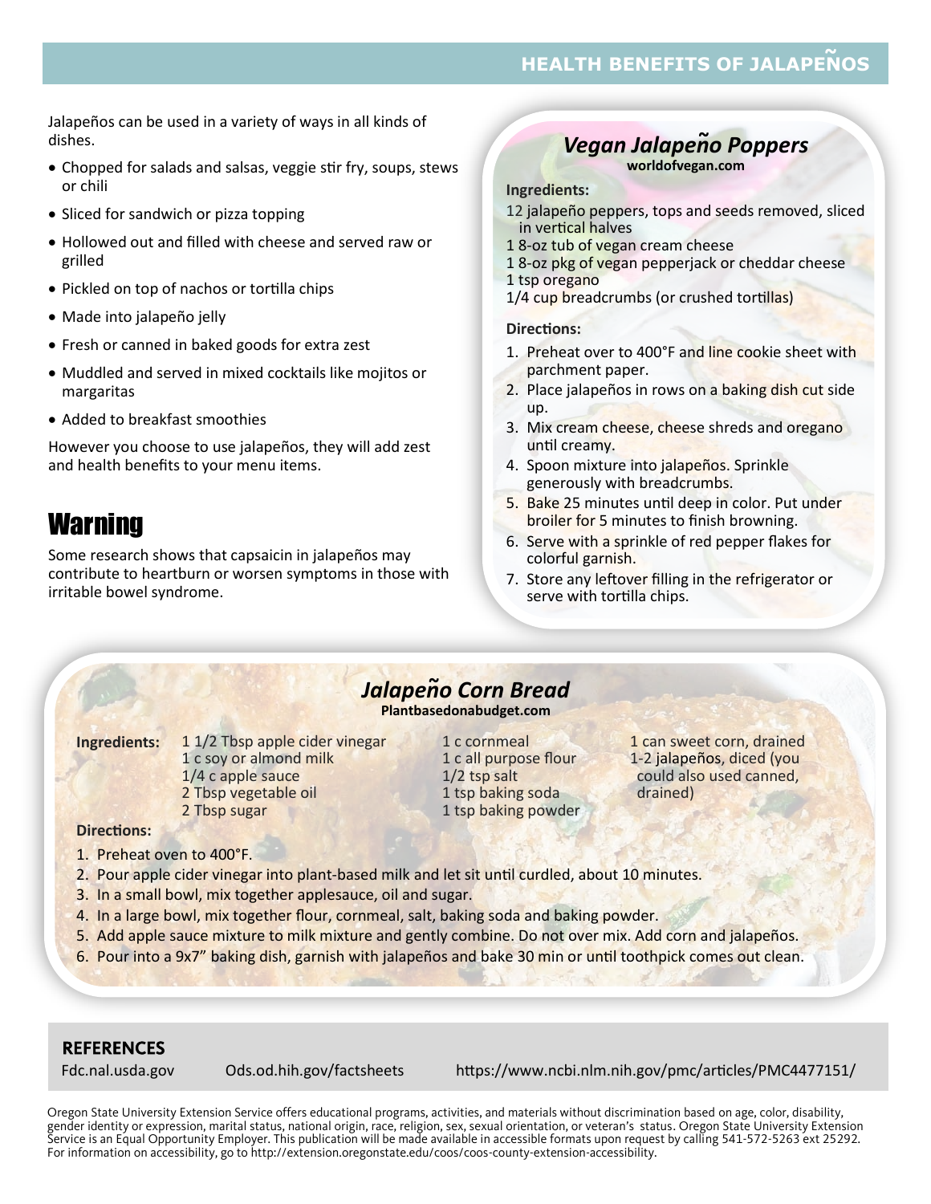Jalapeños can be used in a variety of ways in all kinds of dishes.

- Chopped for salads and salsas, veggie stir fry, soups, stews or chili
- Sliced for sandwich or pizza topping
- Hollowed out and filled with cheese and served raw or grilled
- Pickled on top of nachos or tortilla chips
- Made into jalapeño jelly
- Fresh or canned in baked goods for extra zest
- Muddled and served in mixed cocktails like mojitos or margaritas
- Added to breakfast smoothies

However you choose to use jalapeños, they will add zest and health benefits to your menu items.

## Warning

Some research shows that capsaicin in jalapeños may contribute to heartburn or worsen symptoms in those with irritable bowel syndrome.

### *Vegan Jalapeño Poppers*

**worldofvegan.com**

**Ingredients:**

12 jalapeño peppers, tops and seeds removed, sliced in vertical halves
1 8-oz tub of vegan cream cheese
1 8-oz pkg of vegan pepperjack or cheddar cheese
1 tsp oregano
1/4 cup breadcrumbs (or crushed tortillas)

**Directions:**

1. Preheat over to 400°F and line cookie sheet with parchment paper.
2. Place jalapeños in rows on a baking dish cut side up.
3. Mix cream cheese, cheese shreds and oregano until creamy.
4. Spoon mixture into jalapeños. Sprinkle generously with breadcrumbs.
5. Bake 25 minutes until deep in color. Put under broiler for 5 minutes to finish browning.
6. Serve with a sprinkle of red pepper flakes for colorful garnish.
7. Store any leftover filling in the refrigerator or serve with tortilla chips.

### *Jalapeño Corn Bread*

**Plantbasedonabudget.com**

**Ingredients:**

1 1/2 Tbsp apple cider vinegar
1 c soy or almond milk
1/4 c apple sauce
2 Tbsp vegetable oil
2 Tbsp sugar
1 c cornmeal
1 c all purpose flour
1/2 tsp salt
1 tsp baking soda
1 tsp baking powder
1 can sweet corn, drained
1-2 jalapeños, diced (you could also used canned, drained)

**Directions:**

1. Preheat oven to 400°F.
2. Pour apple cider vinegar into plant-based milk and let sit until curdled, about 10 minutes.
3. In a small bowl, mix together applesauce, oil and sugar.
4. In a large bowl, mix together flour, cornmeal, salt, baking soda and baking powder.
5. Add apple sauce mixture to milk mixture and gently combine. Do not over mix. Add corn and jalapeños.
6. Pour into a 9x7" baking dish, garnish with jalapeños and bake 30 min or until toothpick comes out clean.

## REFERENCES

Fdc.nal.usda.gov

Ods.od.nih.gov/factsheets

https://www.ncbi.nlm.nih.gov/pmc/articles/PMC4477151/

Oregon State University Extension Service offers educational programs, activities, and materials without discrimination based on age, color, disability, gender identity or expression, marital status, national origin, race, religion, sex, sexual orientation, or veteran's status. Oregon State University Extension Service is an Equal Opportunity Employer. This publication will be made available in accessible formats upon request by calling 541-572-5263 ext 25292. For information on accessibility, go to http://extension.oregonstate.edu/coos/coos-county-extension-accessibility.